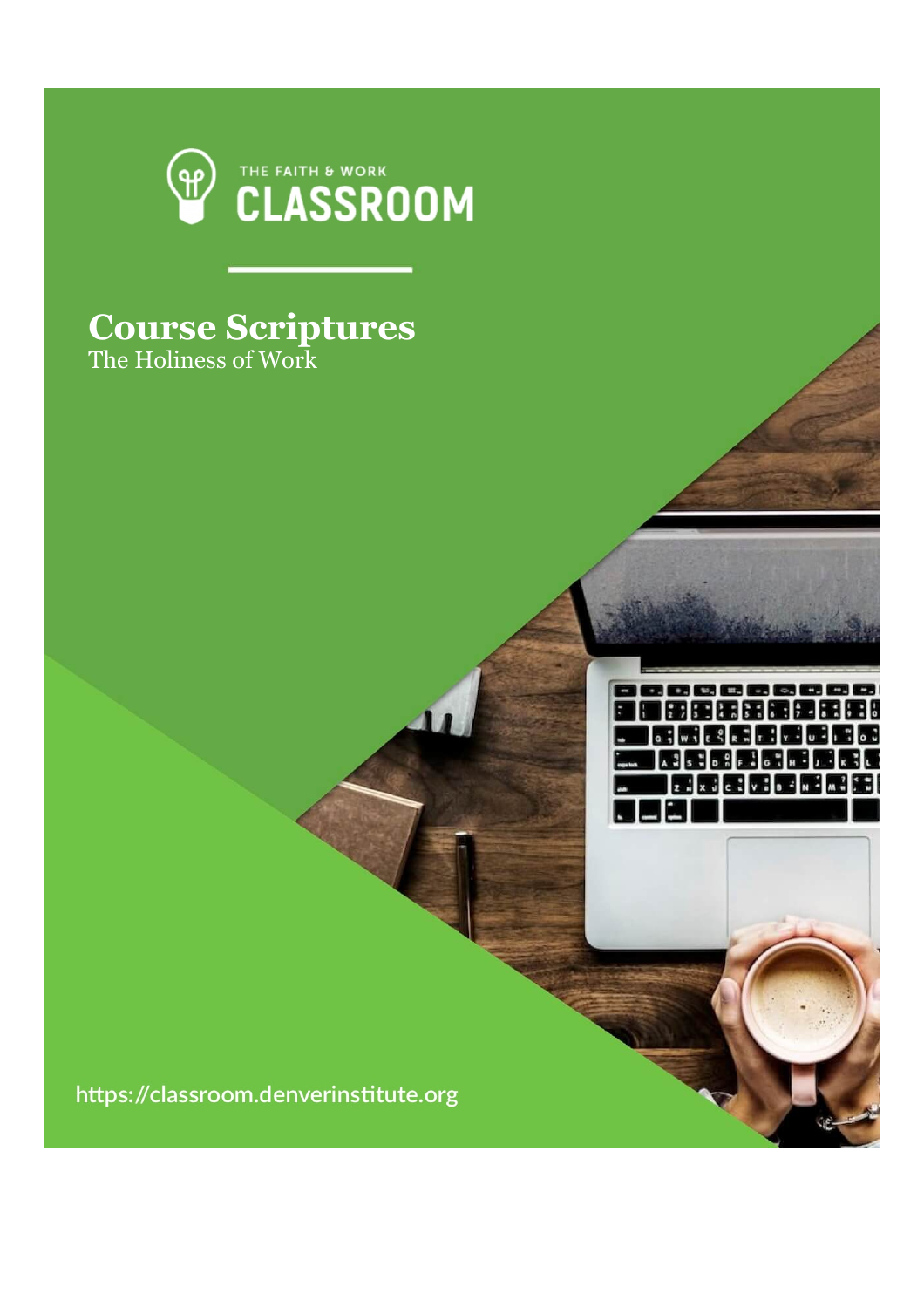THE FAITH & WORK

# CLASSROOM

## Course Scriptures

The Holiness of Work

https://classroom.denverinstitute.org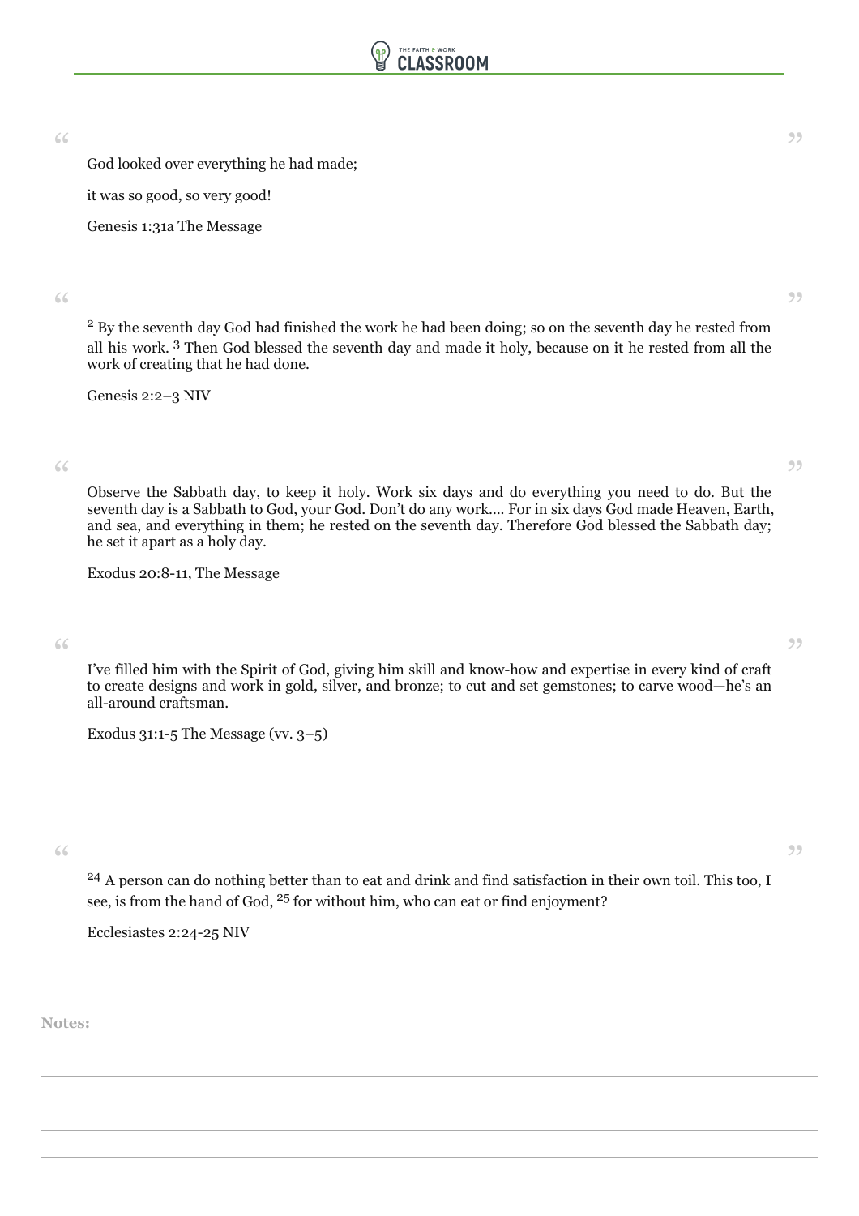> God looked over everything he had made;
>
> it was so good, so very good!
>
> Genesis 1:31a The Message

> [2] By the seventh day God had finished the work he had been doing; so on the seventh day he rested from all his work. [3] Then God blessed the seventh day and made it holy, because on it he rested from all the work of creating that he had done.
>
> Genesis 2:2–3 NIV

> Observe the Sabbath day, to keep it holy. Work six days and do everything you need to do. But the seventh day is a Sabbath to God, your God. Don't do any work.... For in six days God made Heaven, Earth, and sea, and everything in them; he rested on the seventh day. Therefore God blessed the Sabbath day; he set it apart as a holy day.
>
> Exodus 20:8-11, The Message

> I've filled him with the Spirit of God, giving him skill and know-how and expertise in every kind of craft to create designs and work in gold, silver, and bronze; to cut and set gemstones; to carve wood—he's an all-around craftsman.
>
> Exodus 31:1-5 The Message (vv. 3–5)

> [24] A person can do nothing better than to eat and drink and find satisfaction in their own toil. This too, I see, is from the hand of God, [25] for without him, who can eat or find enjoyment?
>
> Ecclesiastes 2:24-25 NIV

**Notes:**